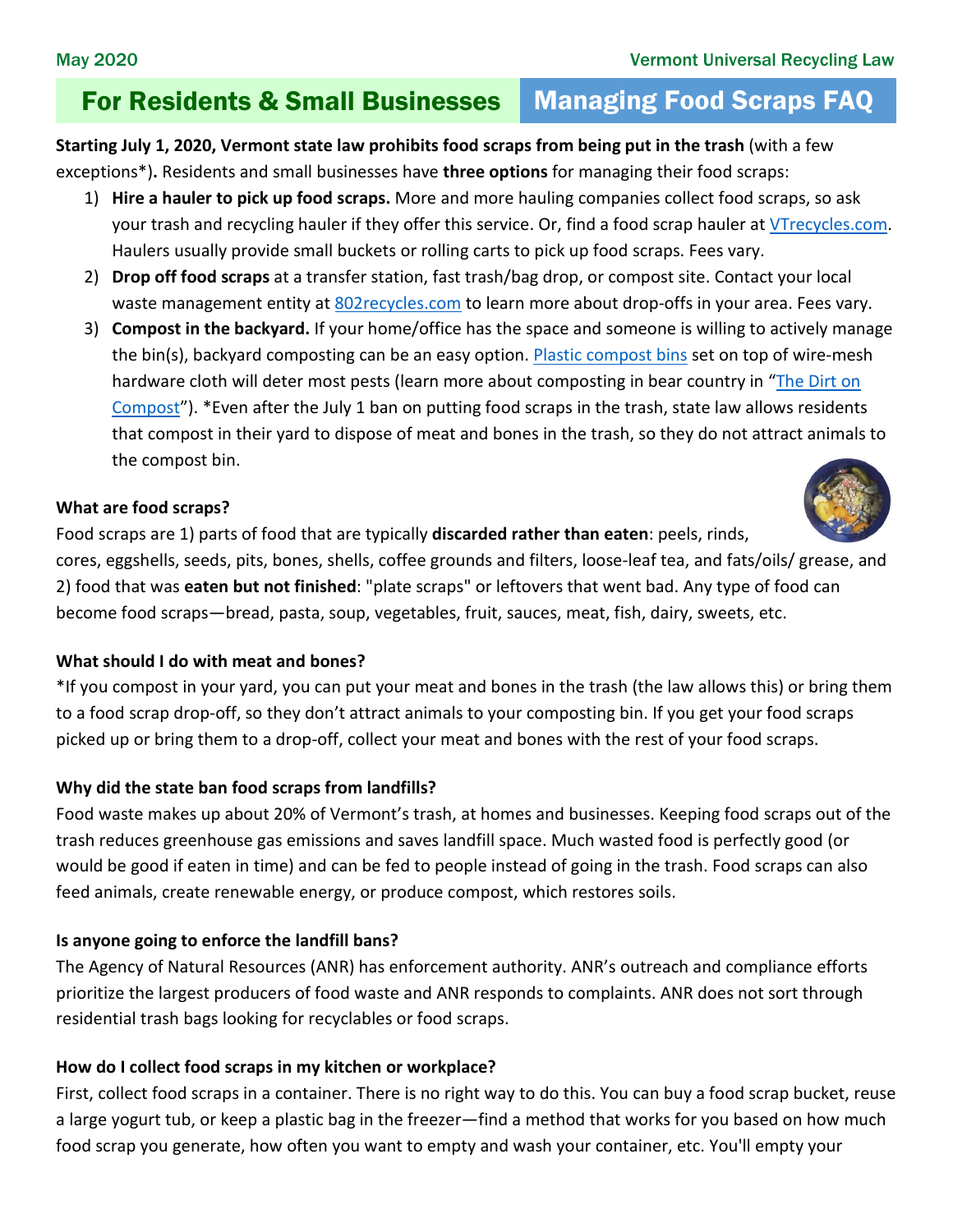May 2020 Vermont Universal Recycling Law

# For Residents & Small Businesses — Managing Food Scraps FAQ

**Starting July 1, 2020, Vermont state law prohibits food scraps from being put in the trash** (with a few exceptions*)**.** Residents and small businesses have **three options** for managing their food scraps:

1) **Hire a hauler to pick up food scraps.** More and more hauling companies collect food scraps, so ask your trash and recycling hauler if they offer this service. Or, find a food scrap hauler at VTrecycles.com. Haulers usually provide small buckets or rolling carts to pick up food scraps. Fees vary.
2) **Drop off food scraps** at a transfer station, fast trash/bag drop, or compost site. Contact your local waste management entity at 802recycles.com to learn more about drop-offs in your area. Fees vary.
3) **Compost in the backyard.** If your home/office has the space and someone is willing to actively manage the bin(s), backyard composting can be an easy option. Plastic compost bins set on top of wire-mesh hardware cloth will deter most pests (learn more about composting in bear country in "The Dirt on Compost"). *Even after the July 1 ban on putting food scraps in the trash, state law allows residents that compost in their yard to dispose of meat and bones in the trash, so they do not attract animals to the compost bin.

### What are food scraps?

Food scraps are 1) parts of food that are typically **discarded rather than eaten**: peels, rinds, cores, eggshells, seeds, pits, bones, shells, coffee grounds and filters, loose-leaf tea, and fats/oils/ grease, and 2) food that was **eaten but not finished**: "plate scraps" or leftovers that went bad. Any type of food can become food scraps—bread, pasta, soup, vegetables, fruit, sauces, meat, fish, dairy, sweets, etc.

### What should I do with meat and bones?

*If you compost in your yard, you can put your meat and bones in the trash (the law allows this) or bring them to a food scrap drop-off, so they don't attract animals to your composting bin. If you get your food scraps picked up or bring them to a drop-off, collect your meat and bones with the rest of your food scraps.

### Why did the state ban food scraps from landfills?

Food waste makes up about 20% of Vermont's trash, at homes and businesses. Keeping food scraps out of the trash reduces greenhouse gas emissions and saves landfill space. Much wasted food is perfectly good (or would be good if eaten in time) and can be fed to people instead of going in the trash. Food scraps can also feed animals, create renewable energy, or produce compost, which restores soils.

### Is anyone going to enforce the landfill bans?

The Agency of Natural Resources (ANR) has enforcement authority. ANR's outreach and compliance efforts prioritize the largest producers of food waste and ANR responds to complaints. ANR does not sort through residential trash bags looking for recyclables or food scraps.

### How do I collect food scraps in my kitchen or workplace?

First, collect food scraps in a container. There is no right way to do this. You can buy a food scrap bucket, reuse a large yogurt tub, or keep a plastic bag in the freezer—find a method that works for you based on how much food scrap you generate, how often you want to empty and wash your container, etc. You'll empty your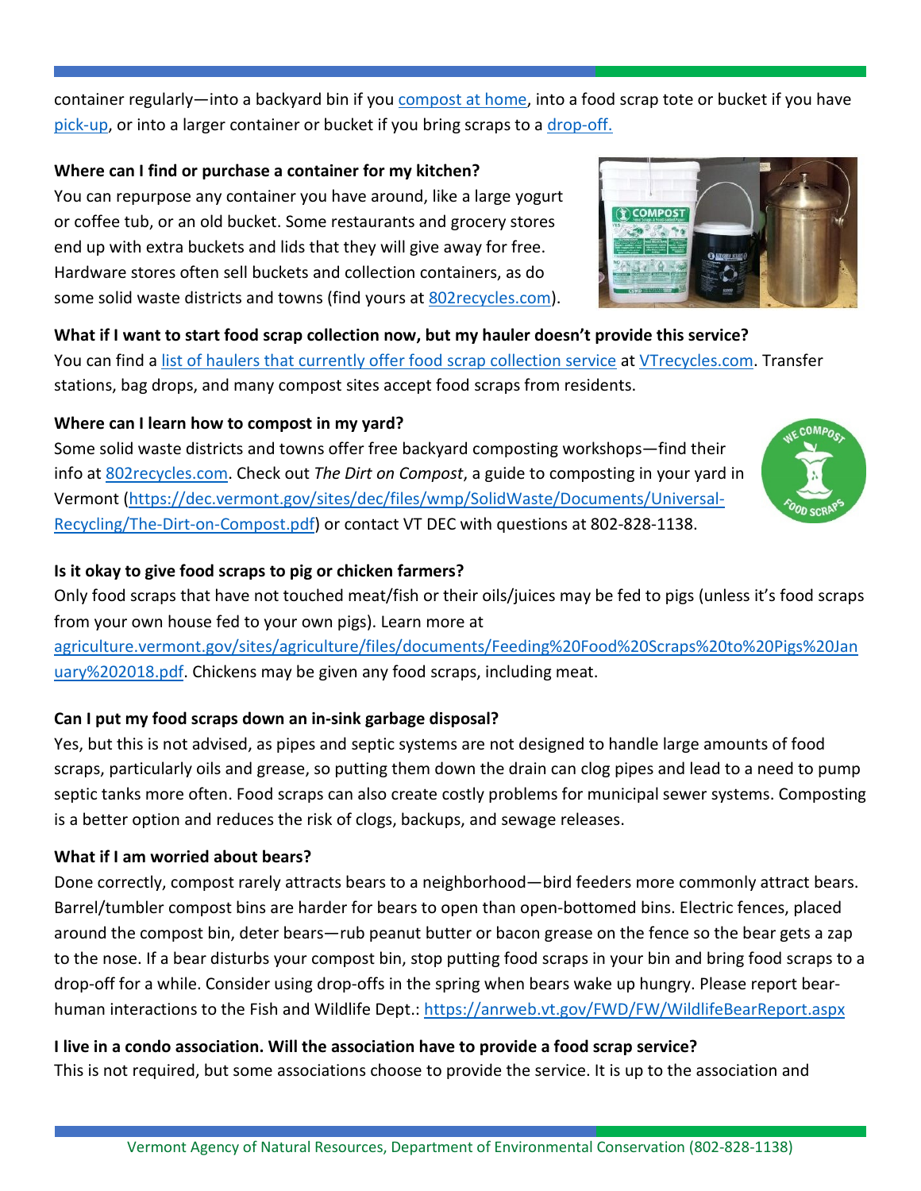container regularly—into a backyard bin if you compost at home, into a food scrap tote or bucket if you have pick-up, or into a larger container or bucket if you bring scraps to a drop-off.

**Where can I find or purchase a container for my kitchen?**

You can repurpose any container you have around, like a large yogurt or coffee tub, or an old bucket. Some restaurants and grocery stores end up with extra buckets and lids that they will give away for free. Hardware stores often sell buckets and collection containers, as do some solid waste districts and towns (find yours at 802recycles.com).

**What if I want to start food scrap collection now, but my hauler doesn't provide this service?**

You can find a list of haulers that currently offer food scrap collection service at VTrecycles.com. Transfer stations, bag drops, and many compost sites accept food scraps from residents.

**Where can I learn how to compost in my yard?**

Some solid waste districts and towns offer free backyard composting workshops—find their info at 802recycles.com. Check out *The Dirt on Compost*, a guide to composting in your yard in Vermont (https://dec.vermont.gov/sites/dec/files/wmp/SolidWaste/Documents/Universal-Recycling/The-Dirt-on-Compost.pdf) or contact VT DEC with questions at 802-828-1138.

**Is it okay to give food scraps to pig or chicken farmers?**

Only food scraps that have not touched meat/fish or their oils/juices may be fed to pigs (unless it's food scraps from your own house fed to your own pigs). Learn more at agriculture.vermont.gov/sites/agriculture/files/documents/Feeding%20Food%20Scraps%20to%20Pigs%20January%202018.pdf. Chickens may be given any food scraps, including meat.

**Can I put my food scraps down an in-sink garbage disposal?**

Yes, but this is not advised, as pipes and septic systems are not designed to handle large amounts of food scraps, particularly oils and grease, so putting them down the drain can clog pipes and lead to a need to pump septic tanks more often. Food scraps can also create costly problems for municipal sewer systems. Composting is a better option and reduces the risk of clogs, backups, and sewage releases.

**What if I am worried about bears?**

Done correctly, compost rarely attracts bears to a neighborhood—bird feeders more commonly attract bears. Barrel/tumbler compost bins are harder for bears to open than open-bottomed bins. Electric fences, placed around the compost bin, deter bears—rub peanut butter or bacon grease on the fence so the bear gets a zap to the nose. If a bear disturbs your compost bin, stop putting food scraps in your bin and bring food scraps to a drop-off for a while. Consider using drop-offs in the spring when bears wake up hungry. Please report bear-human interactions to the Fish and Wildlife Dept.: https://anrweb.vt.gov/FWD/FW/WildlifeBearReport.aspx

**I live in a condo association. Will the association have to provide a food scrap service?**

This is not required, but some associations choose to provide the service. It is up to the association and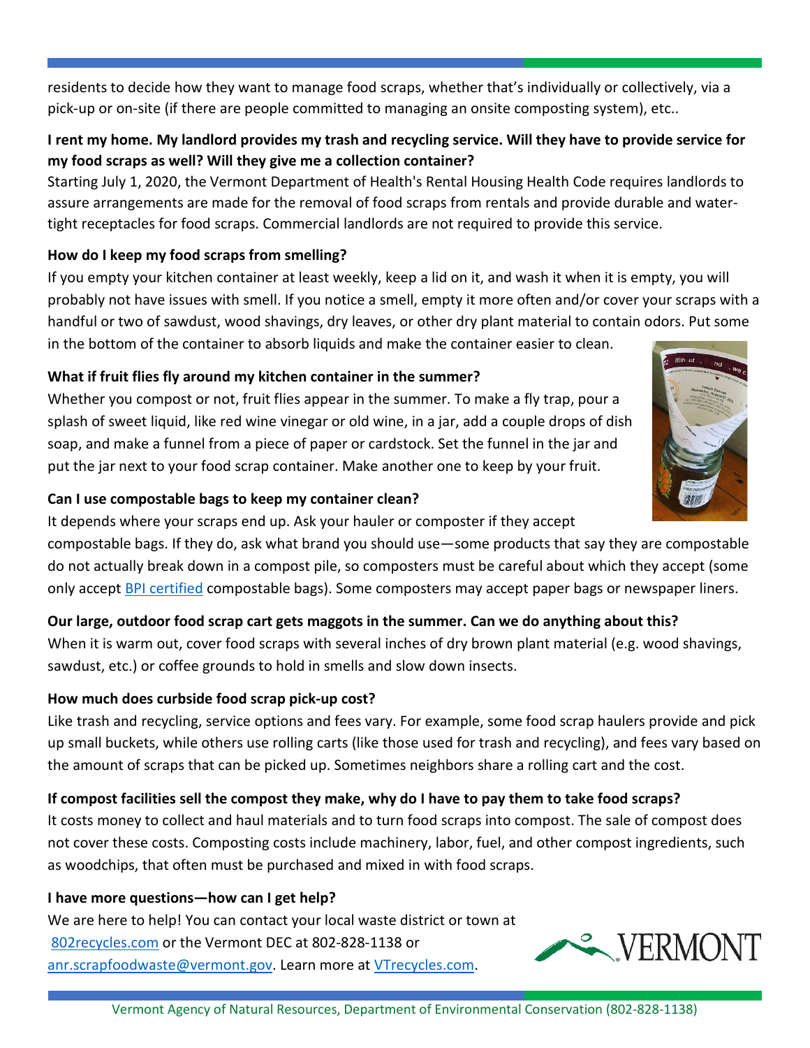residents to decide how they want to manage food scraps, whether that's individually or collectively, via a pick-up or on-site (if there are people committed to managing an onsite composting system), etc..

**I rent my home. My landlord provides my trash and recycling service. Will they have to provide service for my food scraps as well? Will they give me a collection container?**

Starting July 1, 2020, the Vermont Department of Health's Rental Housing Health Code requires landlords to assure arrangements are made for the removal of food scraps from rentals and provide durable and water-tight receptacles for food scraps. Commercial landlords are not required to provide this service.

**How do I keep my food scraps from smelling?**

If you empty your kitchen container at least weekly, keep a lid on it, and wash it when it is empty, you will probably not have issues with smell. If you notice a smell, empty it more often and/or cover your scraps with a handful or two of sawdust, wood shavings, dry leaves, or other dry plant material to contain odors. Put some in the bottom of the container to absorb liquids and make the container easier to clean.

**What if fruit flies fly around my kitchen container in the summer?**

Whether you compost or not, fruit flies appear in the summer. To make a fly trap, pour a splash of sweet liquid, like red wine vinegar or old wine, in a jar, add a couple drops of dish soap, and make a funnel from a piece of paper or cardstock. Set the funnel in the jar and put the jar next to your food scrap container. Make another one to keep by your fruit.

**Can I use compostable bags to keep my container clean?**

It depends where your scraps end up. Ask your hauler or composter if they accept compostable bags. If they do, ask what brand you should use—some products that say they are compostable do not actually break down in a compost pile, so composters must be careful about which they accept (some only accept BPI certified compostable bags). Some composters may accept paper bags or newspaper liners.

**Our large, outdoor food scrap cart gets maggots in the summer. Can we do anything about this?**

When it is warm out, cover food scraps with several inches of dry brown plant material (e.g. wood shavings, sawdust, etc.) or coffee grounds to hold in smells and slow down insects.

**How much does curbside food scrap pick-up cost?**

Like trash and recycling, service options and fees vary. For example, some food scrap haulers provide and pick up small buckets, while others use rolling carts (like those used for trash and recycling), and fees vary based on the amount of scraps that can be picked up. Sometimes neighbors share a rolling cart and the cost.

**If compost facilities sell the compost they make, why do I have to pay them to take food scraps?**

It costs money to collect and haul materials and to turn food scraps into compost. The sale of compost does not cover these costs. Composting costs include machinery, labor, fuel, and other compost ingredients, such as woodchips, that often must be purchased and mixed in with food scraps.

**I have more questions—how can I get help?**

We are here to help! You can contact your local waste district or town at 802recycles.com or the Vermont DEC at 802-828-1138 or anr.scrapfoodwaste@vermont.gov. Learn more at VTrecycles.com.

VERMONT

Vermont Agency of Natural Resources, Department of Environmental Conservation (802-828-1138)